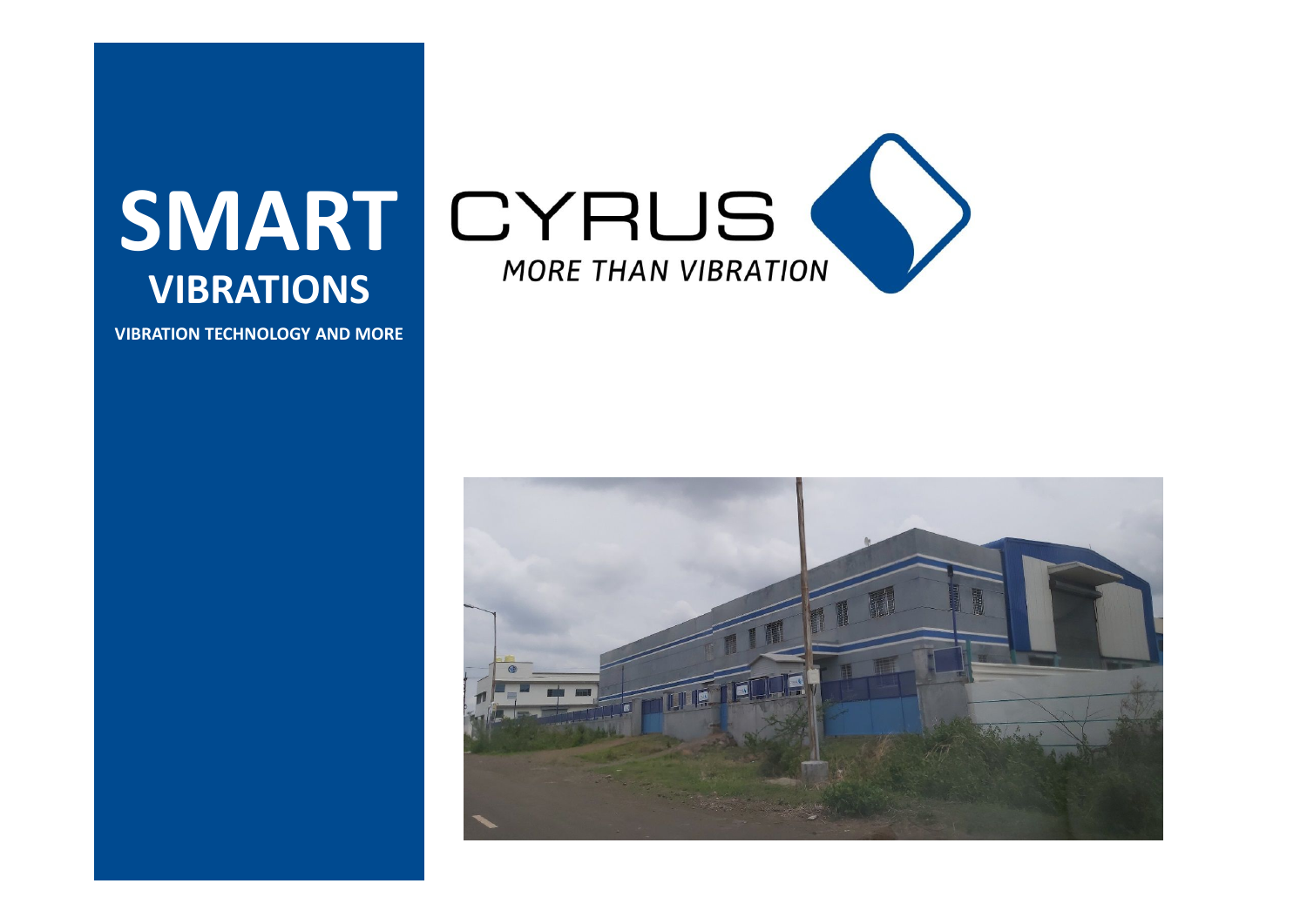# SMART

## VIBRATIONS

**VIBRATION TECHNOLOGY AND MORE**

CYRUS

*MORE THAN VIBRATION*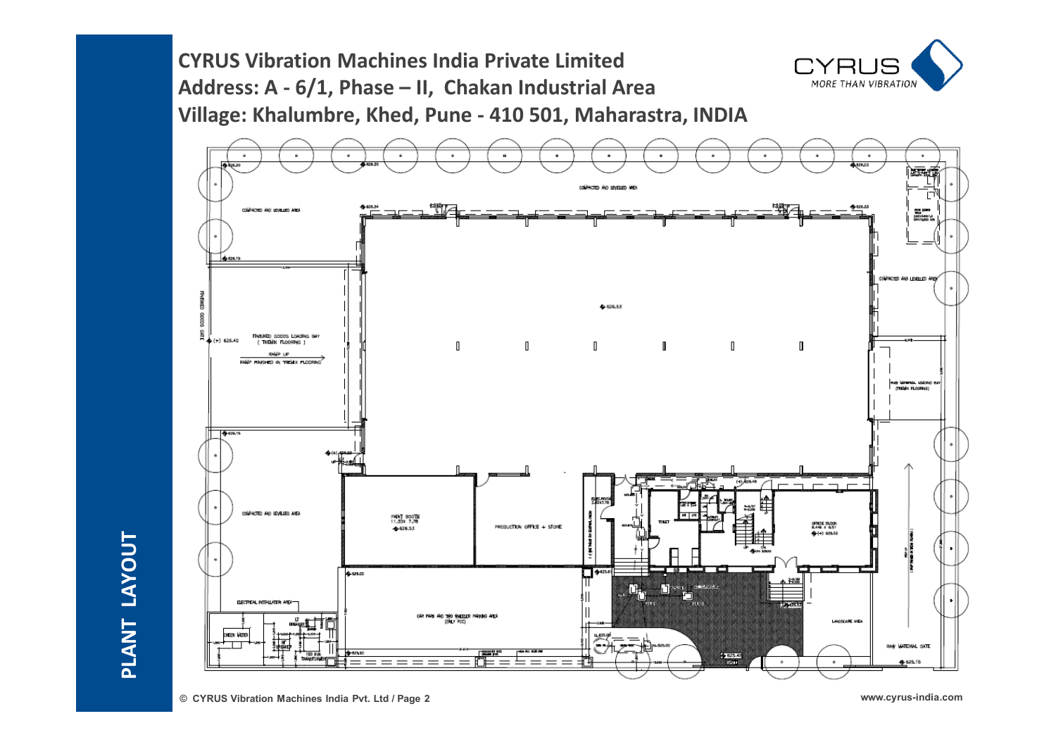# CYRUS Vibration Machines India Private Limited

**Address: A - 6/1, Phase – II, Chakan Industrial Area**

**Village: Khalumbre, Khed, Pune - 410 501, Maharastra, INDIA**

CYRUS
*MORE THAN VIBRATION*

## PLANT LAYOUT

COMPACTED AND LEVELLED AREA

FINISHED GOODS GATE

FINISHED GOODS LOADING BAY ( TREMIX FLOORING )

RAMP UP

RAMP FINISHED IN TREMIX FLOORING

PAINT BOOTH

PRODUCTION OFFICE + STORE

TOILET

OFFICE BLOCK

ELECTRICAL INSTALLATION AREA

CHECK METER

LT BREAKER

HT BREAKER

150 KVA TRANSFORMER

CAR PARK AND TWO WHEELER PARKING AREA (ONLY PCC)

LANDSCAPE AREA

RAW MATERIAL LOADING BAY (TREMIX FLOORING)

RAW MATERIAL GATE

© CYRUS Vibration Machines India Pvt. Ltd / Page 2

www.cyrus-india.com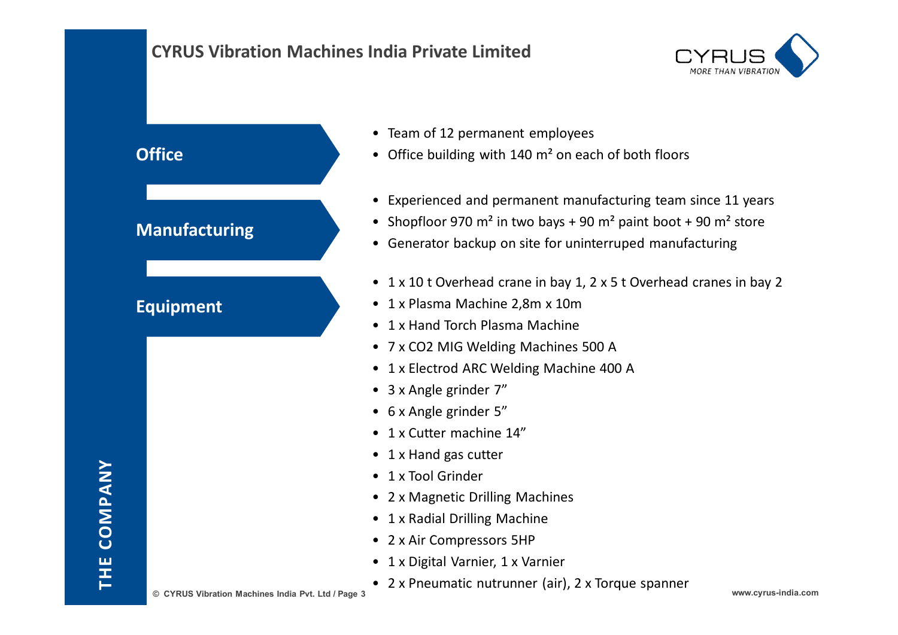# CYRUS Vibration Machines India Private Limited

## Office

- Team of 12 permanent employees
- Office building with 140 m² on each of both floors

## Manufacturing

- Experienced and permanent manufacturing team since 11 years
- Shopfloor 970 m² in two bays + 90 m² paint boot + 90 m² store
- Generator backup on site for uninterruped manufacturing

## Equipment

- 1 x 10 t Overhead crane in bay 1, 2 x 5 t Overhead cranes in bay 2
- 1 x Plasma Machine 2,8m x 10m
- 1 x Hand Torch Plasma Machine
- 7 x $CO_2$ MIG Welding Machines 500 A
- 1 x Electrod ARC Welding Machine 400 A
- 3 x Angle grinder 7"
- 6 x Angle grinder 5"
- 1 x Cutter machine 14"
- 1 x Hand gas cutter
- 1 x Tool Grinder
- 2 x Magnetic Drilling Machines
- 1 x Radial Drilling Machine
- 2 x Air Compressors 5HP
- 1 x Digital Varnier, 1 x Varnier
- 2 x Pneumatic nutrunner (air), 2 x Torque spanner

THE COMPANY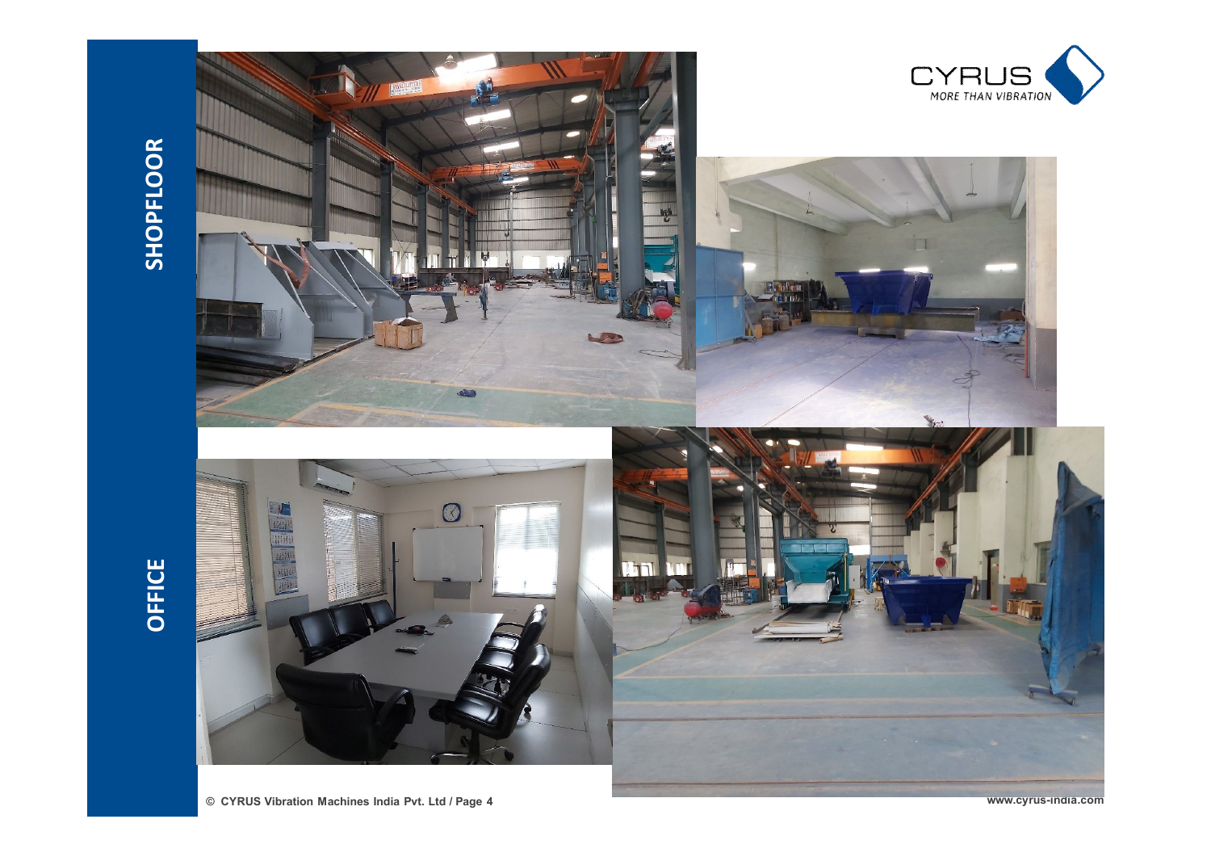# SHOPFLOOR

# OFFICE

CYRUS
MORE THAN VIBRATION